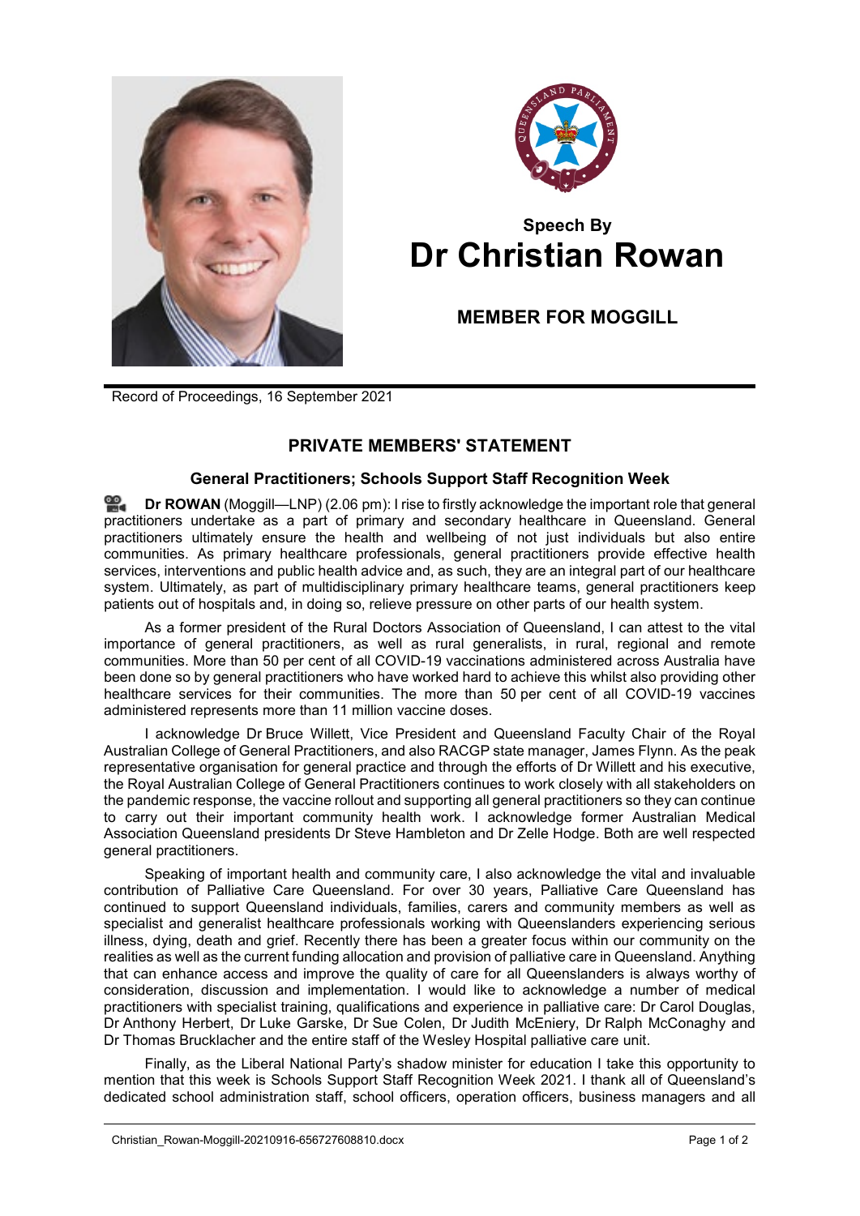**Speech By**

# Dr Christian Rowan

## MEMBER FOR MOGGILL

Record of Proceedings, 16 September 2021

## PRIVATE MEMBERS' STATEMENT

### General Practitioners; Schools Support Staff Recognition Week

**Dr ROWAN** (Moggill—LNP) (2.06 pm): I rise to firstly acknowledge the important role that general practitioners undertake as a part of primary and secondary healthcare in Queensland. General practitioners ultimately ensure the health and wellbeing of not just individuals but also entire communities. As primary healthcare professionals, general practitioners provide effective health services, interventions and public health advice and, as such, they are an integral part of our healthcare system. Ultimately, as part of multidisciplinary primary healthcare teams, general practitioners keep patients out of hospitals and, in doing so, relieve pressure on other parts of our health system.

As a former president of the Rural Doctors Association of Queensland, I can attest to the vital importance of general practitioners, as well as rural generalists, in rural, regional and remote communities. More than 50 per cent of all COVID-19 vaccinations administered across Australia have been done so by general practitioners who have worked hard to achieve this whilst also providing other healthcare services for their communities. The more than 50 per cent of all COVID-19 vaccines administered represents more than 11 million vaccine doses.

I acknowledge Dr Bruce Willett, Vice President and Queensland Faculty Chair of the Royal Australian College of General Practitioners, and also RACGP state manager, James Flynn. As the peak representative organisation for general practice and through the efforts of Dr Willett and his executive, the Royal Australian College of General Practitioners continues to work closely with all stakeholders on the pandemic response, the vaccine rollout and supporting all general practitioners so they can continue to carry out their important community health work. I acknowledge former Australian Medical Association Queensland presidents Dr Steve Hambleton and Dr Zelle Hodge. Both are well respected general practitioners.

Speaking of important health and community care, I also acknowledge the vital and invaluable contribution of Palliative Care Queensland. For over 30 years, Palliative Care Queensland has continued to support Queensland individuals, families, carers and community members as well as specialist and generalist healthcare professionals working with Queenslanders experiencing serious illness, dying, death and grief. Recently there has been a greater focus within our community on the realities as well as the current funding allocation and provision of palliative care in Queensland. Anything that can enhance access and improve the quality of care for all Queenslanders is always worthy of consideration, discussion and implementation. I would like to acknowledge a number of medical practitioners with specialist training, qualifications and experience in palliative care: Dr Carol Douglas, Dr Anthony Herbert, Dr Luke Garske, Dr Sue Colen, Dr Judith McEniery, Dr Ralph McConaghy and Dr Thomas Brucklacher and the entire staff of the Wesley Hospital palliative care unit.

Finally, as the Liberal National Party's shadow minister for education I take this opportunity to mention that this week is Schools Support Staff Recognition Week 2021. I thank all of Queensland's dedicated school administration staff, school officers, operation officers, business managers and all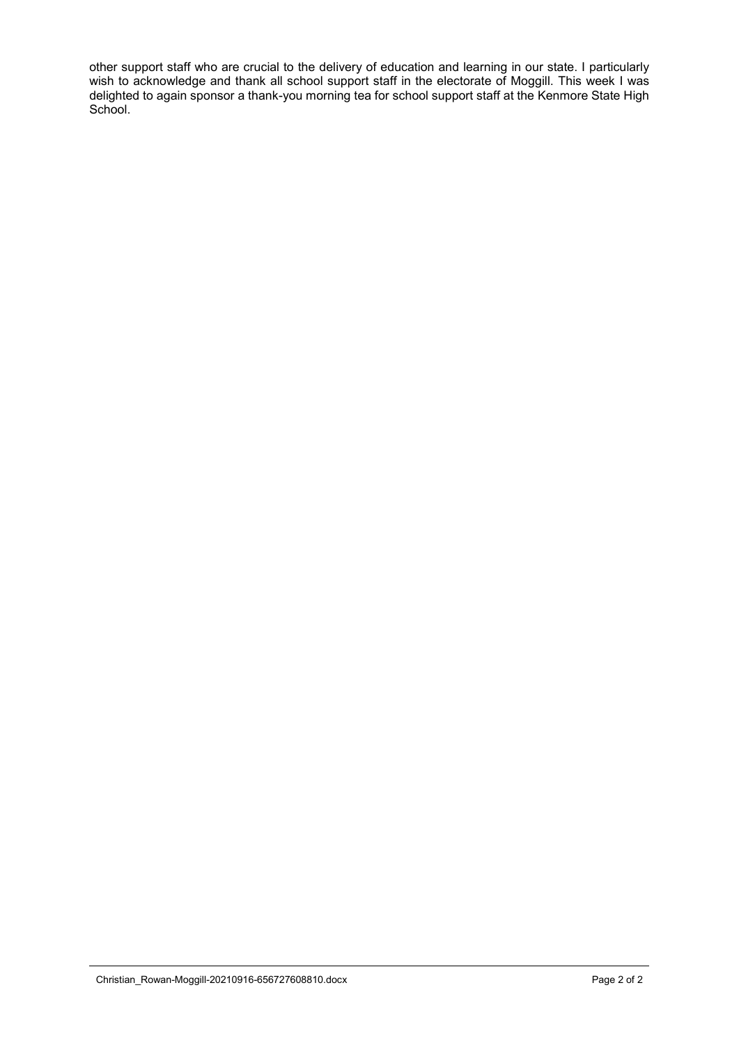other support staff who are crucial to the delivery of education and learning in our state. I particularly wish to acknowledge and thank all school support staff in the electorate of Moggill. This week I was delighted to again sponsor a thank-you morning tea for school support staff at the Kenmore State High School.